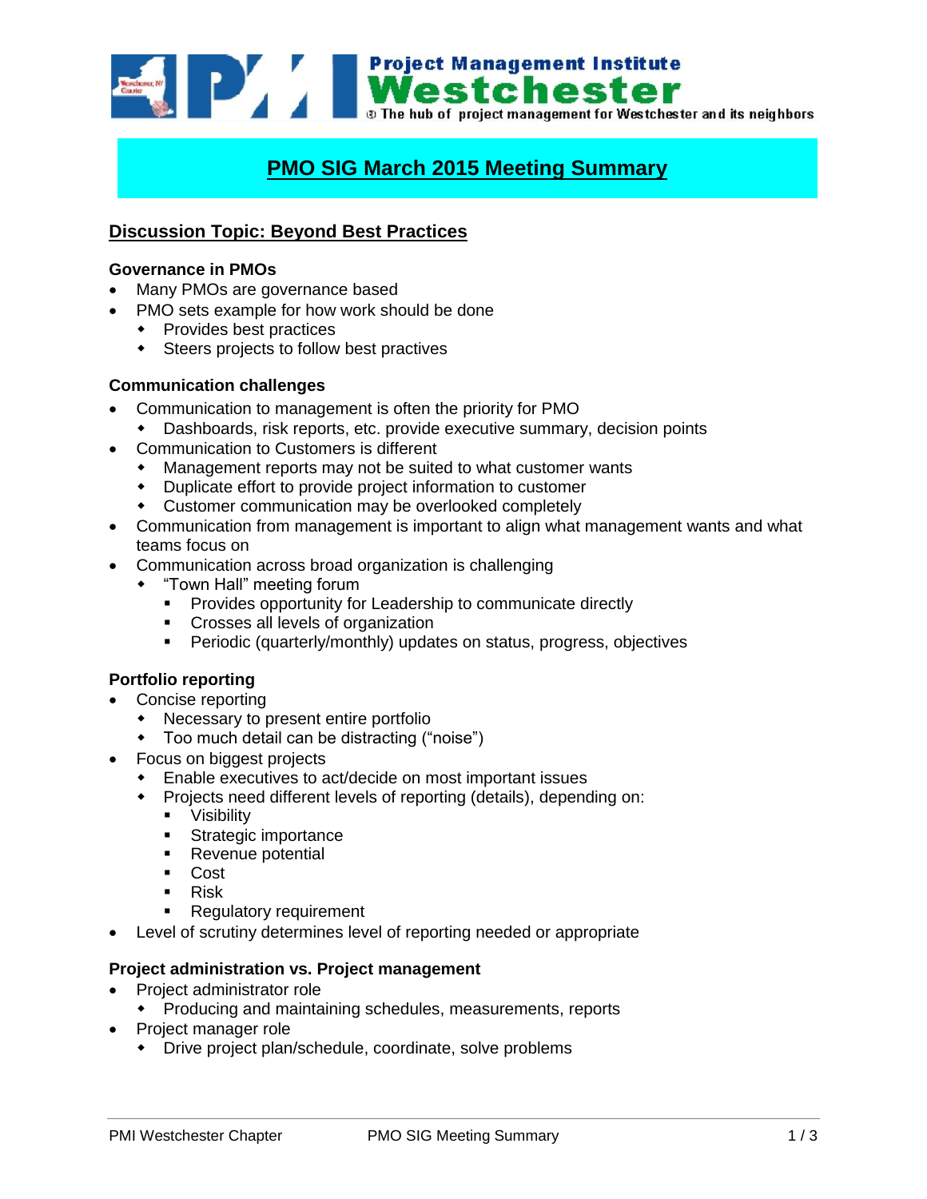Project Management Institute
# Westchester
The hub of project management for Westchester and its neighbors

## PMO SIG March 2015 Meeting Summary

### Discussion Topic: Beyond Best Practices

**Governance in PMOs**

- Many PMOs are governance based
- PMO sets example for how work should be done
  - Provides best practices
  - Steers projects to follow best practives

**Communication challenges**

- Communication to management is often the priority for PMO
  - Dashboards, risk reports, etc. provide executive summary, decision points
- Communication to Customers is different
  - Management reports may not be suited to what customer wants
  - Duplicate effort to provide project information to customer
  - Customer communication may be overlooked completely
- Communication from management is important to align what management wants and what teams focus on
- Communication across broad organization is challenging
  - "Town Hall" meeting forum
    - Provides opportunity for Leadership to communicate directly
    - Crosses all levels of organization
    - Periodic (quarterly/monthly) updates on status, progress, objectives

**Portfolio reporting**

- Concise reporting
  - Necessary to present entire portfolio
  - Too much detail can be distracting ("noise")
- Focus on biggest projects
  - Enable executives to act/decide on most important issues
  - Projects need different levels of reporting (details), depending on:
    - Visibility
    - Strategic importance
    - Revenue potential
    - Cost
    - Risk
    - Regulatory requirement
- Level of scrutiny determines level of reporting needed or appropriate

**Project administration vs. Project management**

- Project administrator role
  - Producing and maintaining schedules, measurements, reports
- Project manager role
  - Drive project plan/schedule, coordinate, solve problems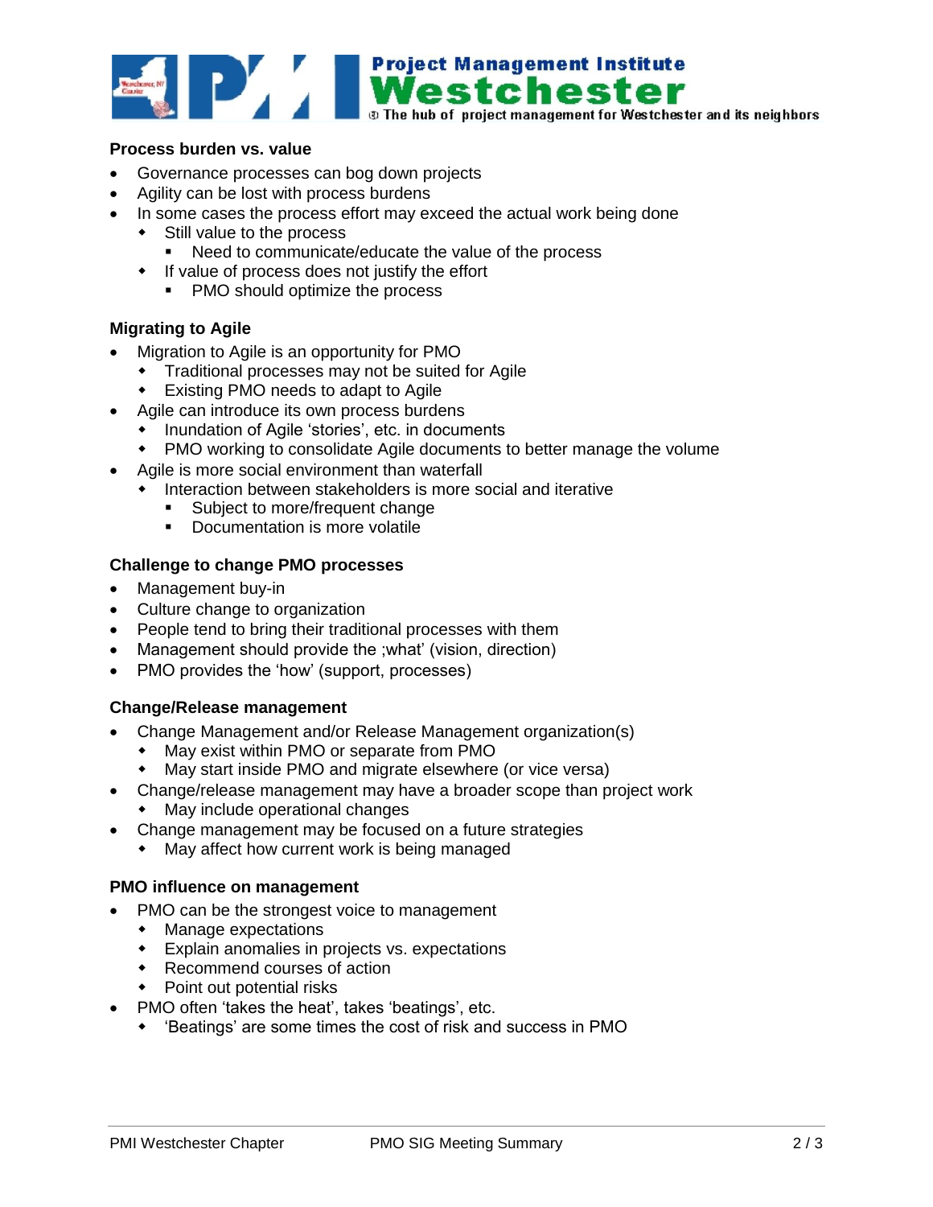**Process burden vs. value**

- Governance processes can bog down projects
- Agility can be lost with process burdens
- In some cases the process effort may exceed the actual work being done
  - Still value to the process
    - Need to communicate/educate the value of the process
  - If value of process does not justify the effort
    - PMO should optimize the process

**Migrating to Agile**

- Migration to Agile is an opportunity for PMO
  - Traditional processes may not be suited for Agile
  - Existing PMO needs to adapt to Agile
- Agile can introduce its own process burdens
  - Inundation of Agile 'stories', etc. in documents
  - PMO working to consolidate Agile documents to better manage the volume
- Agile is more social environment than waterfall
  - Interaction between stakeholders is more social and iterative
    - Subject to more/frequent change
    - Documentation is more volatile

**Challenge to change PMO processes**

- Management buy-in
- Culture change to organization
- People tend to bring their traditional processes with them
- Management should provide the ;what' (vision, direction)
- PMO provides the 'how' (support, processes)

**Change/Release management**

- Change Management and/or Release Management organization(s)
  - May exist within PMO or separate from PMO
  - May start inside PMO and migrate elsewhere (or vice versa)
- Change/release management may have a broader scope than project work
  - May include operational changes
- Change management may be focused on a future strategies
  - May affect how current work is being managed

**PMO influence on management**

- PMO can be the strongest voice to management
  - Manage expectations
  - Explain anomalies in projects vs. expectations
  - Recommend courses of action
  - Point out potential risks
- PMO often 'takes the heat', takes 'beatings', etc.
  - 'Beatings' are some times the cost of risk and success in PMO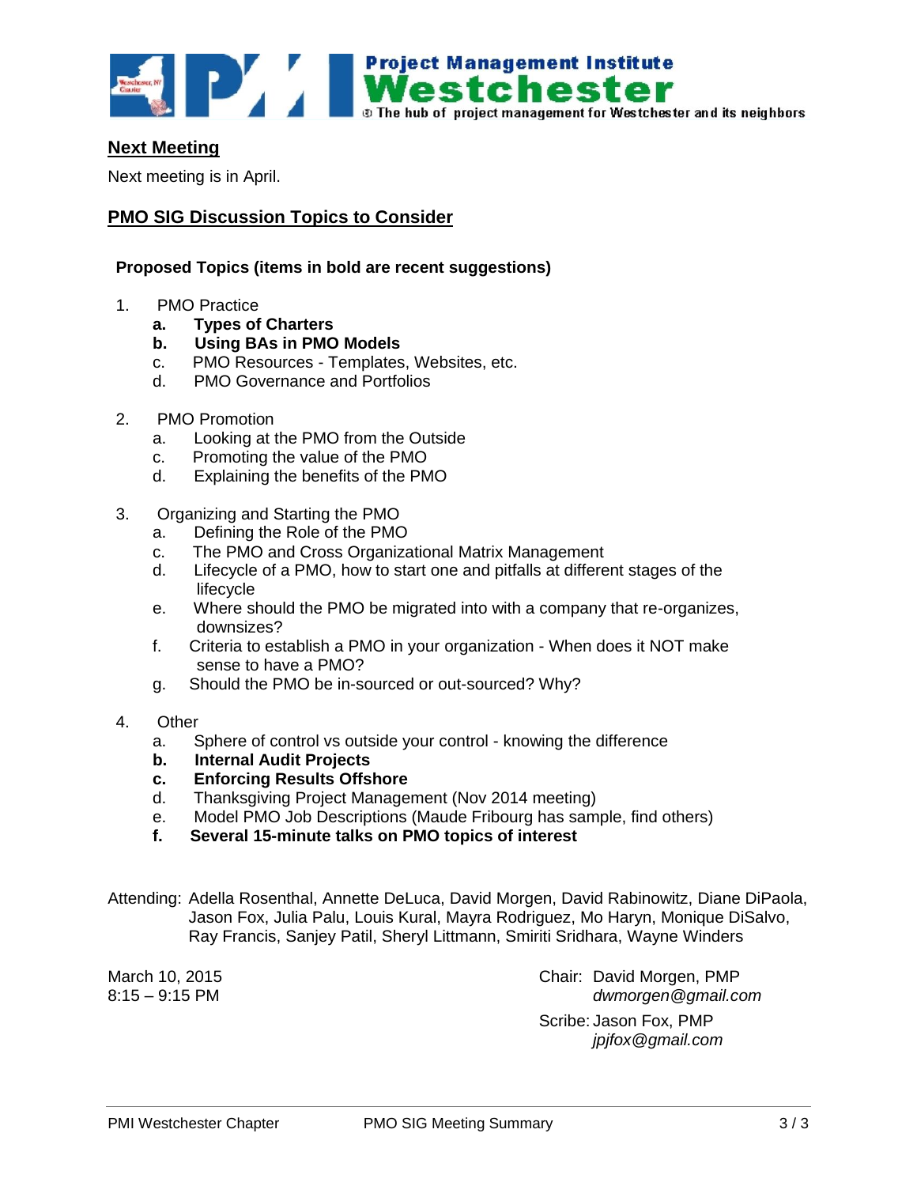## Next Meeting

Next meeting is in April.

## PMO SIG Discussion Topics to Consider

**Proposed Topics (items in bold are recent suggestions)**

1. PMO Practice
   - **a. Types of Charters**
   - **b. Using BAs in PMO Models**
   - c. PMO Resources - Templates, Websites, etc.
   - d. PMO Governance and Portfolios

2. PMO Promotion
   - a. Looking at the PMO from the Outside
   - c. Promoting the value of the PMO
   - d. Explaining the benefits of the PMO

3. Organizing and Starting the PMO
   - a. Defining the Role of the PMO
   - c. The PMO and Cross Organizational Matrix Management
   - d. Lifecycle of a PMO, how to start one and pitfalls at different stages of the lifecycle
   - e. Where should the PMO be migrated into with a company that re-organizes, downsizes?
   - f. Criteria to establish a PMO in your organization - When does it NOT make sense to have a PMO?
   - g. Should the PMO be in-sourced or out-sourced? Why?

4. Other
   - a. Sphere of control vs outside your control - knowing the difference
   - **b. Internal Audit Projects**
   - **c. Enforcing Results Offshore**
   - d. Thanksgiving Project Management (Nov 2014 meeting)
   - e. Model PMO Job Descriptions (Maude Fribourg has sample, find others)
   - **f. Several 15-minute talks on PMO topics of interest**

Attending: Adella Rosenthal, Annette DeLuca, David Morgen, David Rabinowitz, Diane DiPaola, Jason Fox, Julia Palu, Louis Kural, Mayra Rodriguez, Mo Haryn, Monique DiSalvo, Ray Francis, Sanjey Patil, Sheryl Littmann, Smiriti Sridhara, Wayne Winders

March 10, 2015
8:15 – 9:15 PM

Chair: David Morgen, PMP
*dwmorgen@gmail.com*

Scribe: Jason Fox, PMP
*jpjfox@gmail.com*